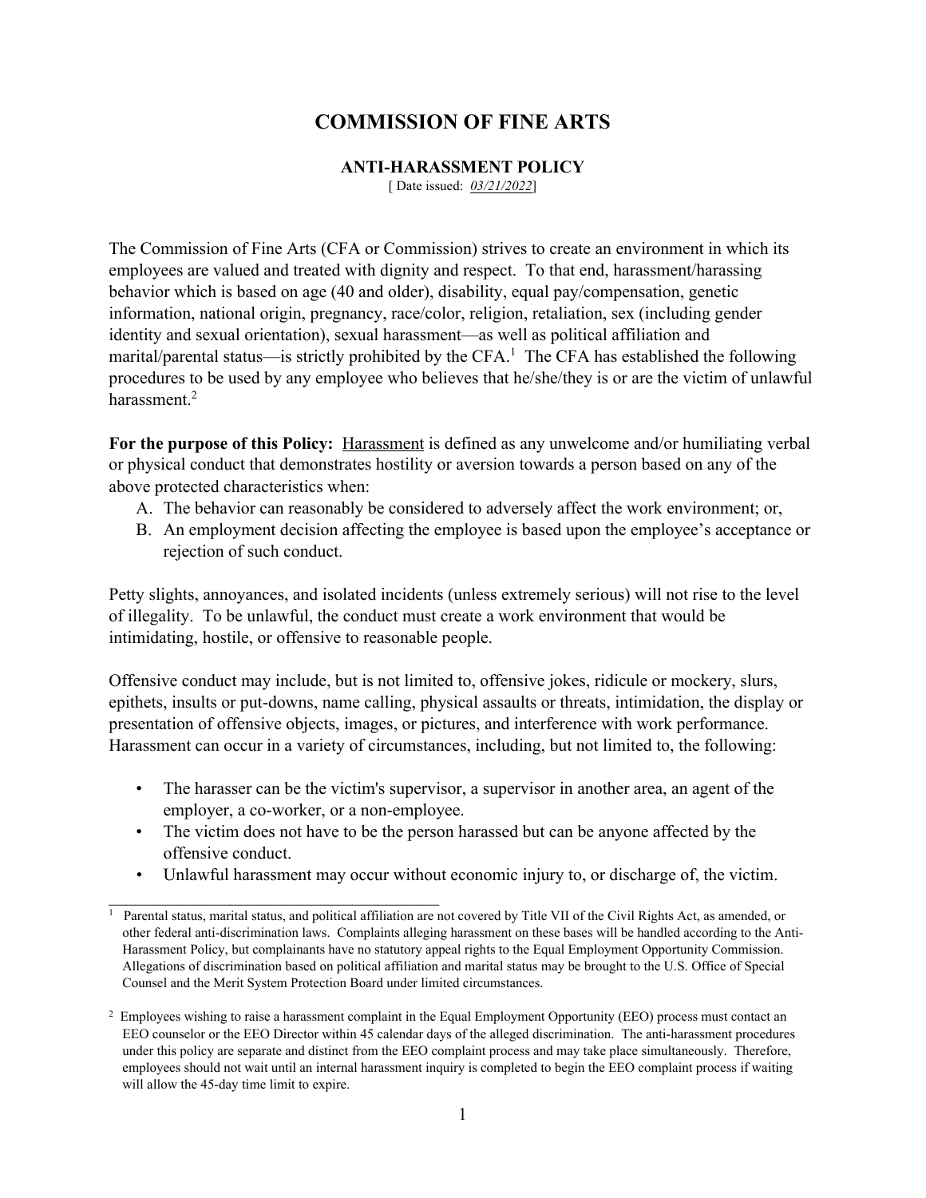# COMMISSION OF FINE ARTS

## ANTI-HARASSMENT POLICY

[ Date issued: *03/21/2022*]

The Commission of Fine Arts (CFA or Commission) strives to create an environment in which its employees are valued and treated with dignity and respect. To that end, harassment/harassing behavior which is based on age (40 and older), disability, equal pay/compensation, genetic information, national origin, pregnancy, race/color, religion, retaliation, sex (including gender identity and sexual orientation), sexual harassment—as well as political affiliation and marital/parental status—is strictly prohibited by the CFA.[1] The CFA has established the following procedures to be used by any employee who believes that he/she/they is or are the victim of unlawful harassment.[2]

**For the purpose of this Policy:** Harassment is defined as any unwelcome and/or humiliating verbal or physical conduct that demonstrates hostility or aversion towards a person based on any of the above protected characteristics when:

A. The behavior can reasonably be considered to adversely affect the work environment; or,
B. An employment decision affecting the employee is based upon the employee's acceptance or rejection of such conduct.

Petty slights, annoyances, and isolated incidents (unless extremely serious) will not rise to the level of illegality. To be unlawful, the conduct must create a work environment that would be intimidating, hostile, or offensive to reasonable people.

Offensive conduct may include, but is not limited to, offensive jokes, ridicule or mockery, slurs, epithets, insults or put-downs, name calling, physical assaults or threats, intimidation, the display or presentation of offensive objects, images, or pictures, and interference with work performance. Harassment can occur in a variety of circumstances, including, but not limited to, the following:

- The harasser can be the victim's supervisor, a supervisor in another area, an agent of the employer, a co-worker, or a non-employee.
- The victim does not have to be the person harassed but can be anyone affected by the offensive conduct.
- Unlawful harassment may occur without economic injury to, or discharge of, the victim.

---

[1] Parental status, marital status, and political affiliation are not covered by Title VII of the Civil Rights Act, as amended, or other federal anti-discrimination laws. Complaints alleging harassment on these bases will be handled according to the Anti-Harassment Policy, but complainants have no statutory appeal rights to the Equal Employment Opportunity Commission. Allegations of discrimination based on political affiliation and marital status may be brought to the U.S. Office of Special Counsel and the Merit System Protection Board under limited circumstances.

[2] Employees wishing to raise a harassment complaint in the Equal Employment Opportunity (EEO) process must contact an EEO counselor or the EEO Director within 45 calendar days of the alleged discrimination. The anti-harassment procedures under this policy are separate and distinct from the EEO complaint process and may take place simultaneously. Therefore, employees should not wait until an internal harassment inquiry is completed to begin the EEO complaint process if waiting will allow the 45-day time limit to expire.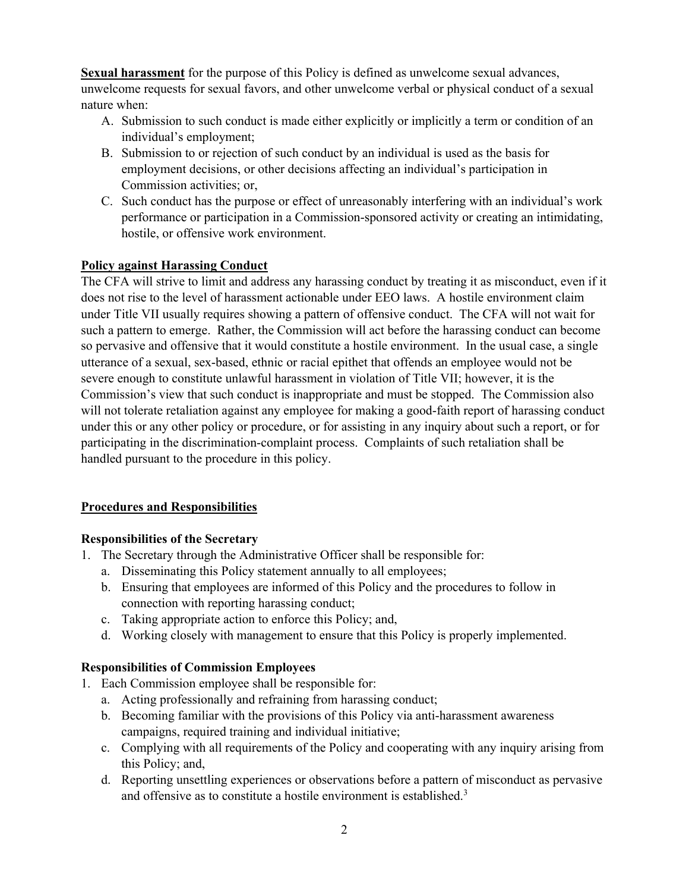**Sexual harassment** for the purpose of this Policy is defined as unwelcome sexual advances, unwelcome requests for sexual favors, and other unwelcome verbal or physical conduct of a sexual nature when:

A. Submission to such conduct is made either explicitly or implicitly a term or condition of an individual's employment;
B. Submission to or rejection of such conduct by an individual is used as the basis for employment decisions, or other decisions affecting an individual's participation in Commission activities; or,
C. Such conduct has the purpose or effect of unreasonably interfering with an individual's work performance or participation in a Commission-sponsored activity or creating an intimidating, hostile, or offensive work environment.

**Policy against Harassing Conduct**

The CFA will strive to limit and address any harassing conduct by treating it as misconduct, even if it does not rise to the level of harassment actionable under EEO laws. A hostile environment claim under Title VII usually requires showing a pattern of offensive conduct. The CFA will not wait for such a pattern to emerge. Rather, the Commission will act before the harassing conduct can become so pervasive and offensive that it would constitute a hostile environment. In the usual case, a single utterance of a sexual, sex-based, ethnic or racial epithet that offends an employee would not be severe enough to constitute unlawful harassment in violation of Title VII; however, it is the Commission's view that such conduct is inappropriate and must be stopped. The Commission also will not tolerate retaliation against any employee for making a good-faith report of harassing conduct under this or any other policy or procedure, or for assisting in any inquiry about such a report, or for participating in the discrimination-complaint process. Complaints of such retaliation shall be handled pursuant to the procedure in this policy.

## Procedures and Responsibilities

### Responsibilities of the Secretary

1. The Secretary through the Administrative Officer shall be responsible for:
   a. Disseminating this Policy statement annually to all employees;
   b. Ensuring that employees are informed of this Policy and the procedures to follow in connection with reporting harassing conduct;
   c. Taking appropriate action to enforce this Policy; and,
   d. Working closely with management to ensure that this Policy is properly implemented.

### Responsibilities of Commission Employees

1. Each Commission employee shall be responsible for:
   a. Acting professionally and refraining from harassing conduct;
   b. Becoming familiar with the provisions of this Policy via anti-harassment awareness campaigns, required training and individual initiative;
   c. Complying with all requirements of the Policy and cooperating with any inquiry arising from this Policy; and,
   d. Reporting unsettling experiences or observations before a pattern of misconduct as pervasive and offensive as to constitute a hostile environment is established.[3]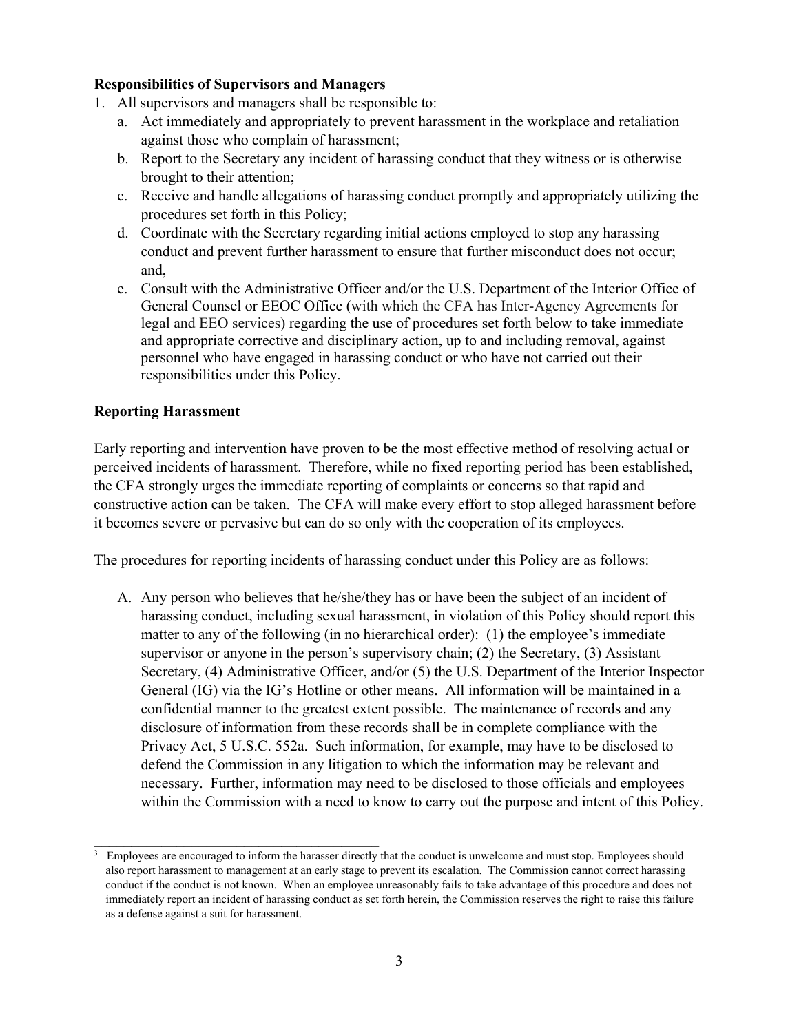**Responsibilities of Supervisors and Managers**

1. All supervisors and managers shall be responsible to:
   a. Act immediately and appropriately to prevent harassment in the workplace and retaliation against those who complain of harassment;
   b. Report to the Secretary any incident of harassing conduct that they witness or is otherwise brought to their attention;
   c. Receive and handle allegations of harassing conduct promptly and appropriately utilizing the procedures set forth in this Policy;
   d. Coordinate with the Secretary regarding initial actions employed to stop any harassing conduct and prevent further harassment to ensure that further misconduct does not occur; and,
   e. Consult with the Administrative Officer and/or the U.S. Department of the Interior Office of General Counsel or EEOC Office (with which the CFA has Inter-Agency Agreements for legal and EEO services) regarding the use of procedures set forth below to take immediate and appropriate corrective and disciplinary action, up to and including removal, against personnel who have engaged in harassing conduct or who have not carried out their responsibilities under this Policy.

**Reporting Harassment**

Early reporting and intervention have proven to be the most effective method of resolving actual or perceived incidents of harassment. Therefore, while no fixed reporting period has been established, the CFA strongly urges the immediate reporting of complaints or concerns so that rapid and constructive action can be taken. The CFA will make every effort to stop alleged harassment before it becomes severe or pervasive but can do so only with the cooperation of its employees.

The procedures for reporting incidents of harassing conduct under this Policy are as follows:

A. Any person who believes that he/she/they has or have been the subject of an incident of harassing conduct, including sexual harassment, in violation of this Policy should report this matter to any of the following (in no hierarchical order): (1) the employee's immediate supervisor or anyone in the person's supervisory chain; (2) the Secretary, (3) Assistant Secretary, (4) Administrative Officer, and/or (5) the U.S. Department of the Interior Inspector General (IG) via the IG's Hotline or other means. All information will be maintained in a confidential manner to the greatest extent possible. The maintenance of records and any disclosure of information from these records shall be in complete compliance with the Privacy Act, 5 U.S.C. 552a. Such information, for example, may have to be disclosed to defend the Commission in any litigation to which the information may be relevant and necessary. Further, information may need to be disclosed to those officials and employees within the Commission with a need to know to carry out the purpose and intent of this Policy.

---

[3] Employees are encouraged to inform the harasser directly that the conduct is unwelcome and must stop. Employees should also report harassment to management at an early stage to prevent its escalation. The Commission cannot correct harassing conduct if the conduct is not known. When an employee unreasonably fails to take advantage of this procedure and does not immediately report an incident of harassing conduct as set forth herein, the Commission reserves the right to raise this failure as a defense against a suit for harassment.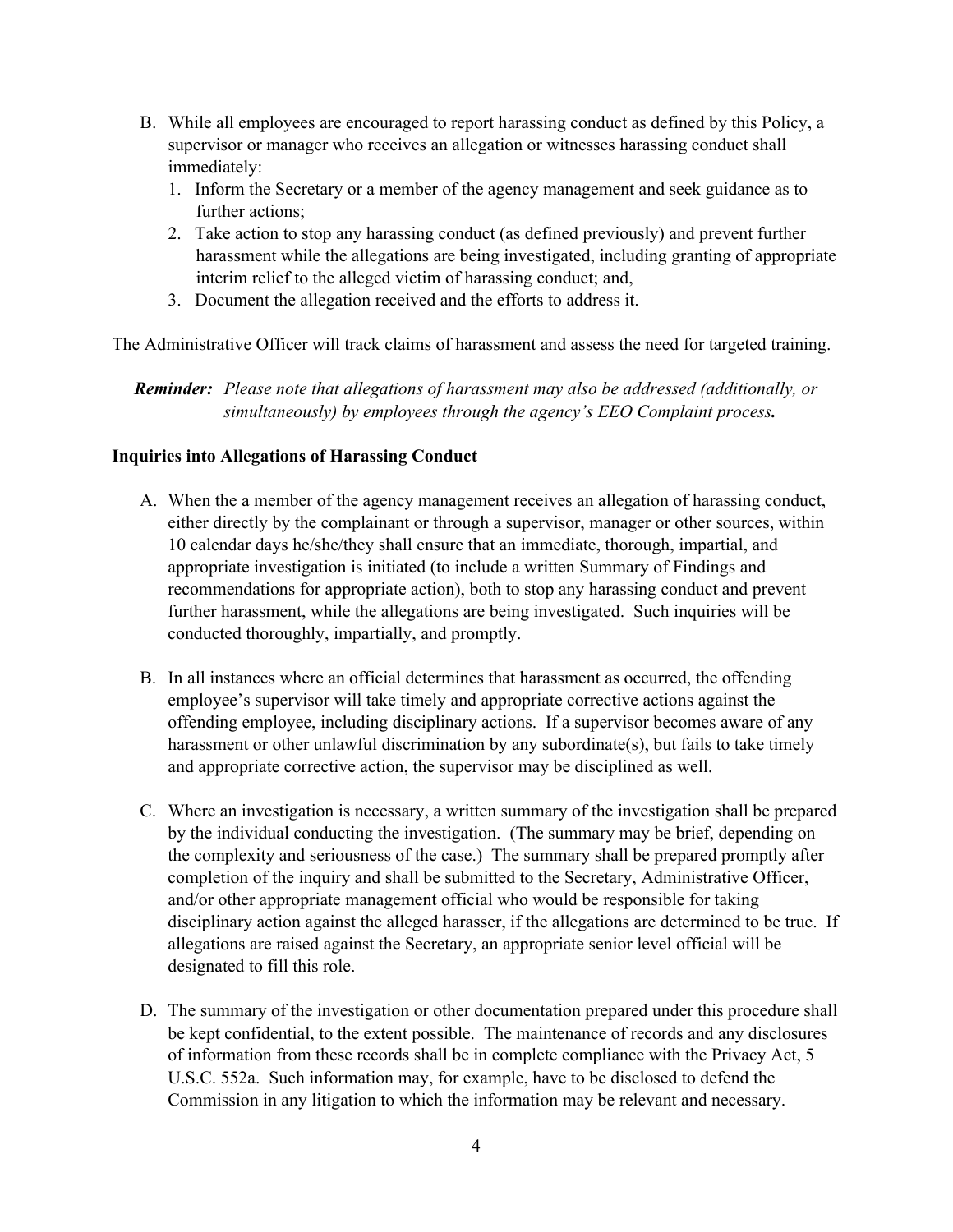B. While all employees are encouraged to report harassing conduct as defined by this Policy, a supervisor or manager who receives an allegation or witnesses harassing conduct shall immediately:
   1. Inform the Secretary or a member of the agency management and seek guidance as to further actions;
   2. Take action to stop any harassing conduct (as defined previously) and prevent further harassment while the allegations are being investigated, including granting of appropriate interim relief to the alleged victim of harassing conduct; and,
   3. Document the allegation received and the efforts to address it.

The Administrative Officer will track claims of harassment and assess the need for targeted training.

***Reminder:*** *Please note that allegations of harassment may also be addressed (additionally, or simultaneously) by employees through the agency's EEO Complaint process.*

**Inquiries into Allegations of Harassing Conduct**

A. When the a member of the agency management receives an allegation of harassing conduct, either directly by the complainant or through a supervisor, manager or other sources, within 10 calendar days he/she/they shall ensure that an immediate, thorough, impartial, and appropriate investigation is initiated (to include a written Summary of Findings and recommendations for appropriate action), both to stop any harassing conduct and prevent further harassment, while the allegations are being investigated. Such inquiries will be conducted thoroughly, impartially, and promptly.

B. In all instances where an official determines that harassment as occurred, the offending employee's supervisor will take timely and appropriate corrective actions against the offending employee, including disciplinary actions. If a supervisor becomes aware of any harassment or other unlawful discrimination by any subordinate(s), but fails to take timely and appropriate corrective action, the supervisor may be disciplined as well.

C. Where an investigation is necessary, a written summary of the investigation shall be prepared by the individual conducting the investigation. (The summary may be brief, depending on the complexity and seriousness of the case.) The summary shall be prepared promptly after completion of the inquiry and shall be submitted to the Secretary, Administrative Officer, and/or other appropriate management official who would be responsible for taking disciplinary action against the alleged harasser, if the allegations are determined to be true. If allegations are raised against the Secretary, an appropriate senior level official will be designated to fill this role.

D. The summary of the investigation or other documentation prepared under this procedure shall be kept confidential, to the extent possible. The maintenance of records and any disclosures of information from these records shall be in complete compliance with the Privacy Act, 5 U.S.C. 552a. Such information may, for example, have to be disclosed to defend the Commission in any litigation to which the information may be relevant and necessary.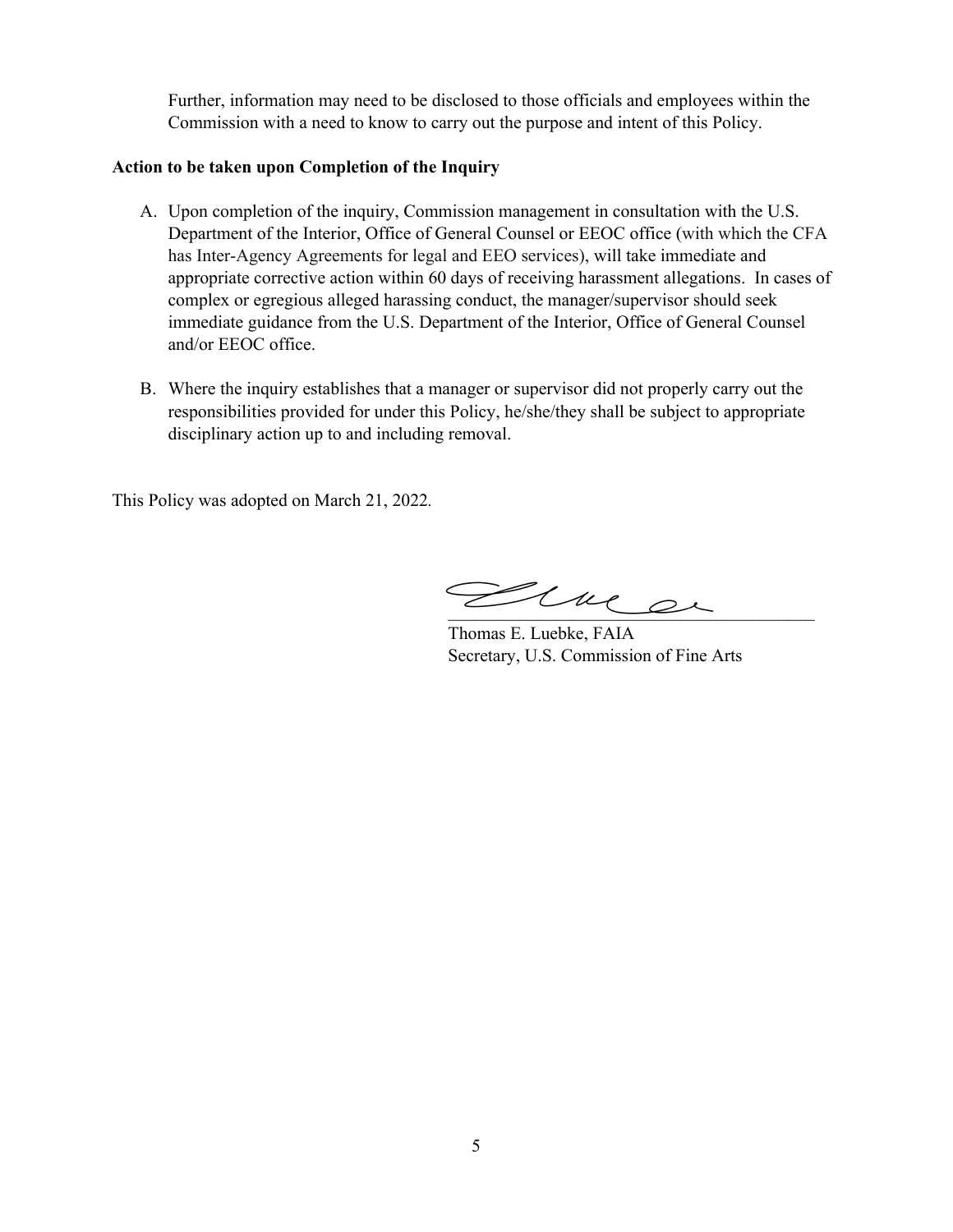Further, information may need to be disclosed to those officials and employees within the Commission with a need to know to carry out the purpose and intent of this Policy.

**Action to be taken upon Completion of the Inquiry**

A. Upon completion of the inquiry, Commission management in consultation with the U.S. Department of the Interior, Office of General Counsel or EEOC office (with which the CFA has Inter-Agency Agreements for legal and EEO services), will take immediate and appropriate corrective action within 60 days of receiving harassment allegations. In cases of complex or egregious alleged harassing conduct, the manager/supervisor should seek immediate guidance from the U.S. Department of the Interior, Office of General Counsel and/or EEOC office.

B. Where the inquiry establishes that a manager or supervisor did not properly carry out the responsibilities provided for under this Policy, he/she/they shall be subject to appropriate disciplinary action up to and including removal.

This Policy was adopted on March 21, 2022.

Thomas E. Luebke, FAIA
Secretary, U.S. Commission of Fine Arts